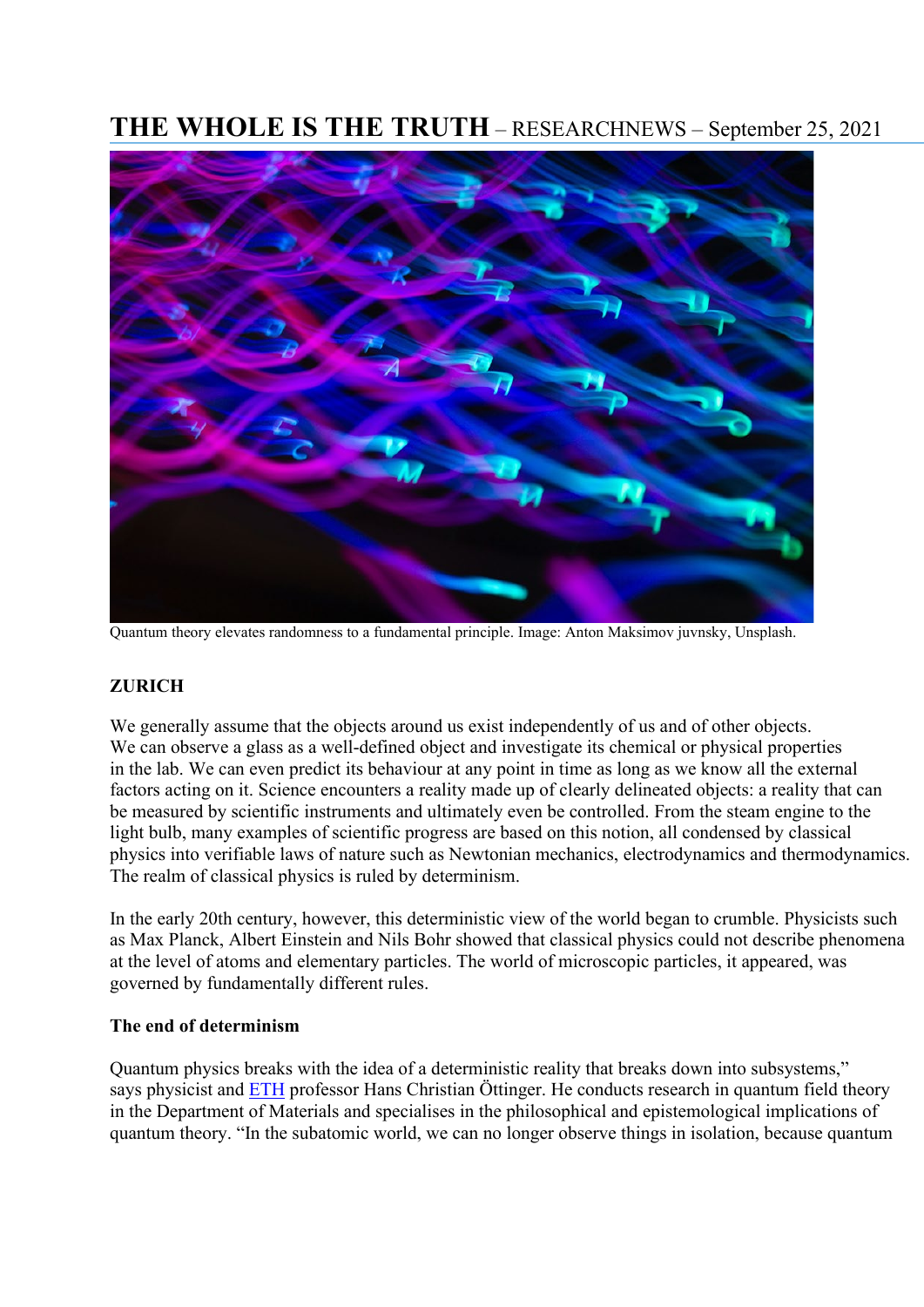# THE WHOLE IS THE TRUTH – RESEARCHNEWS – September 25, 2021

Quantum theory elevates randomness to a fundamental principle. Image: Anton Maksimov juvnsky, Unsplash.

**ZURICH**

We generally assume that the objects around us exist independently of us and of other objects. We can observe a glass as a well-defined object and investigate its chemical or physical properties in the lab. We can even predict its behaviour at any point in time as long as we know all the external factors acting on it. Science encounters a reality made up of clearly delineated objects: a reality that can be measured by scientific instruments and ultimately even be controlled. From the steam engine to the light bulb, many examples of scientific progress are based on this notion, all condensed by classical physics into verifiable laws of nature such as Newtonian mechanics, electrodynamics and thermodynamics. The realm of classical physics is ruled by determinism.

In the early 20th century, however, this deterministic view of the world began to crumble. Physicists such as Max Planck, Albert Einstein and Nils Bohr showed that classical physics could not describe phenomena at the level of atoms and elementary particles. The world of microscopic particles, it appeared, was governed by fundamentally different rules.

**The end of determinism**

Quantum physics breaks with the idea of a deterministic reality that breaks down into subsystems," says physicist and ETH professor Hans Christian Öttinger. He conducts research in quantum field theory in the Department of Materials and specialises in the philosophical and epistemological implications of quantum theory. "In the subatomic world, we can no longer observe things in isolation, because quantum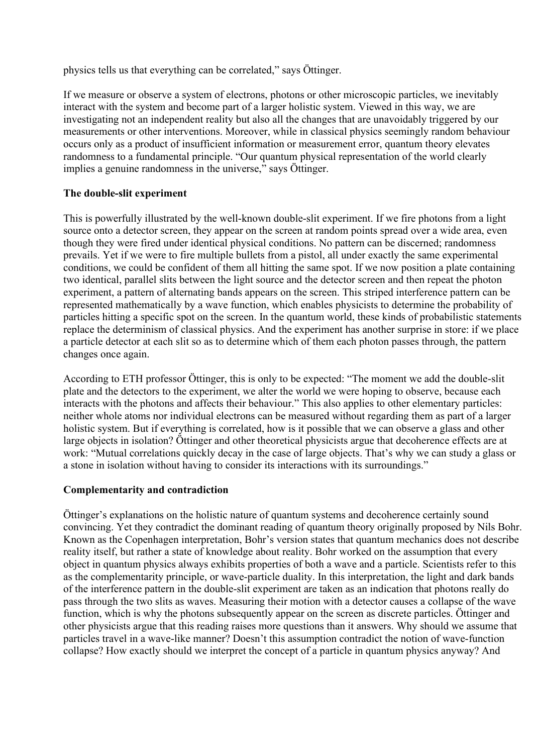physics tells us that everything can be correlated," says Öttinger.

If we measure or observe a system of electrons, photons or other microscopic particles, we inevitably interact with the system and become part of a larger holistic system. Viewed in this way, we are investigating not an independent reality but also all the changes that are unavoidably triggered by our measurements or other interventions. Moreover, while in classical physics seemingly random behaviour occurs only as a product of insufficient information or measurement error, quantum theory elevates randomness to a fundamental principle. "Our quantum physical representation of the world clearly implies a genuine randomness in the universe," says Öttinger.

**The double-slit experiment**

This is powerfully illustrated by the well-known double-slit experiment. If we fire photons from a light source onto a detector screen, they appear on the screen at random points spread over a wide area, even though they were fired under identical physical conditions. No pattern can be discerned; randomness prevails. Yet if we were to fire multiple bullets from a pistol, all under exactly the same experimental conditions, we could be confident of them all hitting the same spot. If we now position a plate containing two identical, parallel slits between the light source and the detector screen and then repeat the photon experiment, a pattern of alternating bands appears on the screen. This striped interference pattern can be represented mathematically by a wave function, which enables physicists to determine the probability of particles hitting a specific spot on the screen. In the quantum world, these kinds of probabilistic statements replace the determinism of classical physics. And the experiment has another surprise in store: if we place a particle detector at each slit so as to determine which of them each photon passes through, the pattern changes once again.

According to ETH professor Öttinger, this is only to be expected: "The moment we add the double-slit plate and the detectors to the experiment, we alter the world we were hoping to observe, because each interacts with the photons and affects their behaviour." This also applies to other elementary particles: neither whole atoms nor individual electrons can be measured without regarding them as part of a larger holistic system. But if everything is correlated, how is it possible that we can observe a glass and other large objects in isolation? Öttinger and other theoretical physicists argue that decoherence effects are at work: "Mutual correlations quickly decay in the case of large objects. That's why we can study a glass or a stone in isolation without having to consider its interactions with its surroundings."

**Complementarity and contradiction**

Öttinger's explanations on the holistic nature of quantum systems and decoherence certainly sound convincing. Yet they contradict the dominant reading of quantum theory originally proposed by Nils Bohr. Known as the Copenhagen interpretation, Bohr's version states that quantum mechanics does not describe reality itself, but rather a state of knowledge about reality. Bohr worked on the assumption that every object in quantum physics always exhibits properties of both a wave and a particle. Scientists refer to this as the complementarity principle, or wave-particle duality. In this interpretation, the light and dark bands of the interference pattern in the double-slit experiment are taken as an indication that photons really do pass through the two slits as waves. Measuring their motion with a detector causes a collapse of the wave function, which is why the photons subsequently appear on the screen as discrete particles. Öttinger and other physicists argue that this reading raises more questions than it answers. Why should we assume that particles travel in a wave-like manner? Doesn't this assumption contradict the notion of wave-function collapse? How exactly should we interpret the concept of a particle in quantum physics anyway? And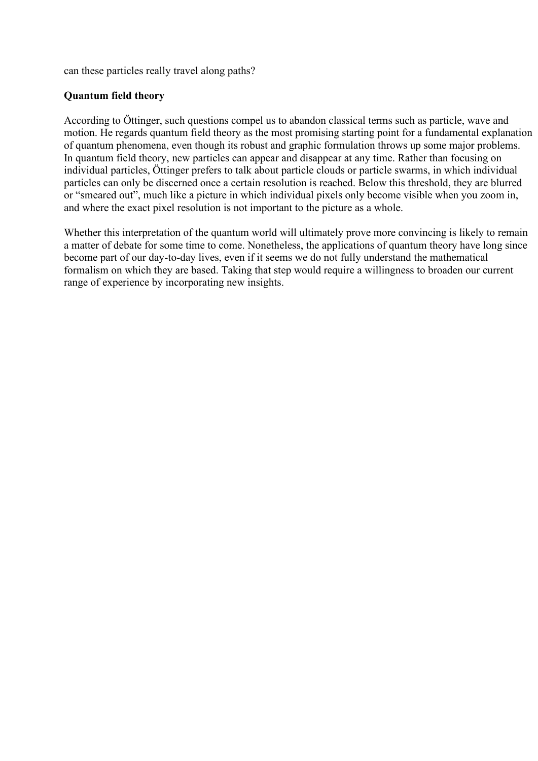can these particles really travel along paths?

## Quantum field theory

According to Öttinger, such questions compel us to abandon classical terms such as particle, wave and motion. He regards quantum field theory as the most promising starting point for a fundamental explanation of quantum phenomena, even though its robust and graphic formulation throws up some major problems. In quantum field theory, new particles can appear and disappear at any time. Rather than focusing on individual particles, Öttinger prefers to talk about particle clouds or particle swarms, in which individual particles can only be discerned once a certain resolution is reached. Below this threshold, they are blurred or "smeared out", much like a picture in which individual pixels only become visible when you zoom in, and where the exact pixel resolution is not important to the picture as a whole.

Whether this interpretation of the quantum world will ultimately prove more convincing is likely to remain a matter of debate for some time to come. Nonetheless, the applications of quantum theory have long since become part of our day-to-day lives, even if it seems we do not fully understand the mathematical formalism on which they are based. Taking that step would require a willingness to broaden our current range of experience by incorporating new insights.